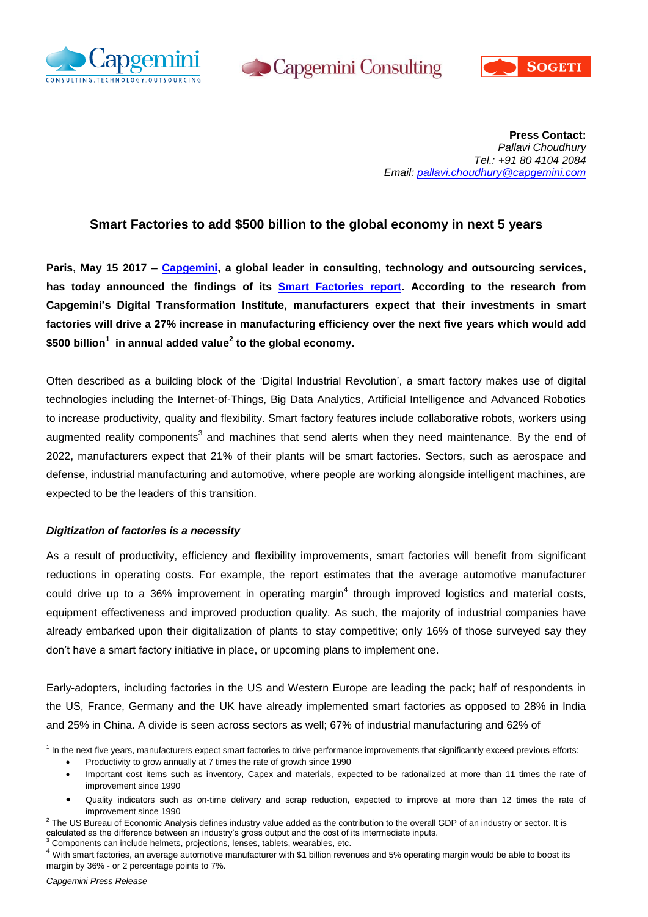**Press Contact:**
*Pallavi Choudhury*
*Tel.: +91 80 4104 2084*
*Email: pallavi.choudhury@capgemini.com*

## Smart Factories to add $500 billion to the global economy in next 5 years

**Paris, May 15 2017 – Capgemini, a global leader in consulting, technology and outsourcing services, has today announced the findings of its Smart Factories report. According to the research from Capgemini's Digital Transformation Institute, manufacturers expect that their investments in smart factories will drive a 27% increase in manufacturing efficiency over the next five years which would add $500 billion[1] in annual added value[2] to the global economy.**

Often described as a building block of the 'Digital Industrial Revolution', a smart factory makes use of digital technologies including the Internet-of-Things, Big Data Analytics, Artificial Intelligence and Advanced Robotics to increase productivity, quality and flexibility. Smart factory features include collaborative robots, workers using augmented reality components[3] and machines that send alerts when they need maintenance. By the end of 2022, manufacturers expect that 21% of their plants will be smart factories. Sectors, such as aerospace and defense, industrial manufacturing and automotive, where people are working alongside intelligent machines, are expected to be the leaders of this transition.

### *Digitization of factories is a necessity*

As a result of productivity, efficiency and flexibility improvements, smart factories will benefit from significant reductions in operating costs. For example, the report estimates that the average automotive manufacturer could drive up to a 36% improvement in operating margin[4] through improved logistics and material costs, equipment effectiveness and improved production quality. As such, the majority of industrial companies have already embarked upon their digitalization of plants to stay competitive; only 16% of those surveyed say they don't have a smart factory initiative in place, or upcoming plans to implement one.

Early-adopters, including factories in the US and Western Europe are leading the pack; half of respondents in the US, France, Germany and the UK have already implemented smart factories as opposed to 28% in India and 25% in China. A divide is seen across sectors as well; 67% of industrial manufacturing and 62% of

---

[1] In the next five years, manufacturers expect smart factories to drive performance improvements that significantly exceed previous efforts:

- Productivity to grow annually at 7 times the rate of growth since 1990
- Important cost items such as inventory, Capex and materials, expected to be rationalized at more than 11 times the rate of improvement since 1990
- Quality indicators such as on-time delivery and scrap reduction, expected to improve at more than 12 times the rate of improvement since 1990

[2] The US Bureau of Economic Analysis defines industry value added as the contribution to the overall GDP of an industry or sector. It is calculated as the difference between an industry's gross output and the cost of its intermediate inputs.

[3] Components can include helmets, projections, lenses, tablets, wearables, etc.

[4] With smart factories, an average automotive manufacturer with $1 billion revenues and 5% operating margin would be able to boost its margin by 36% - or 2 percentage points to 7%.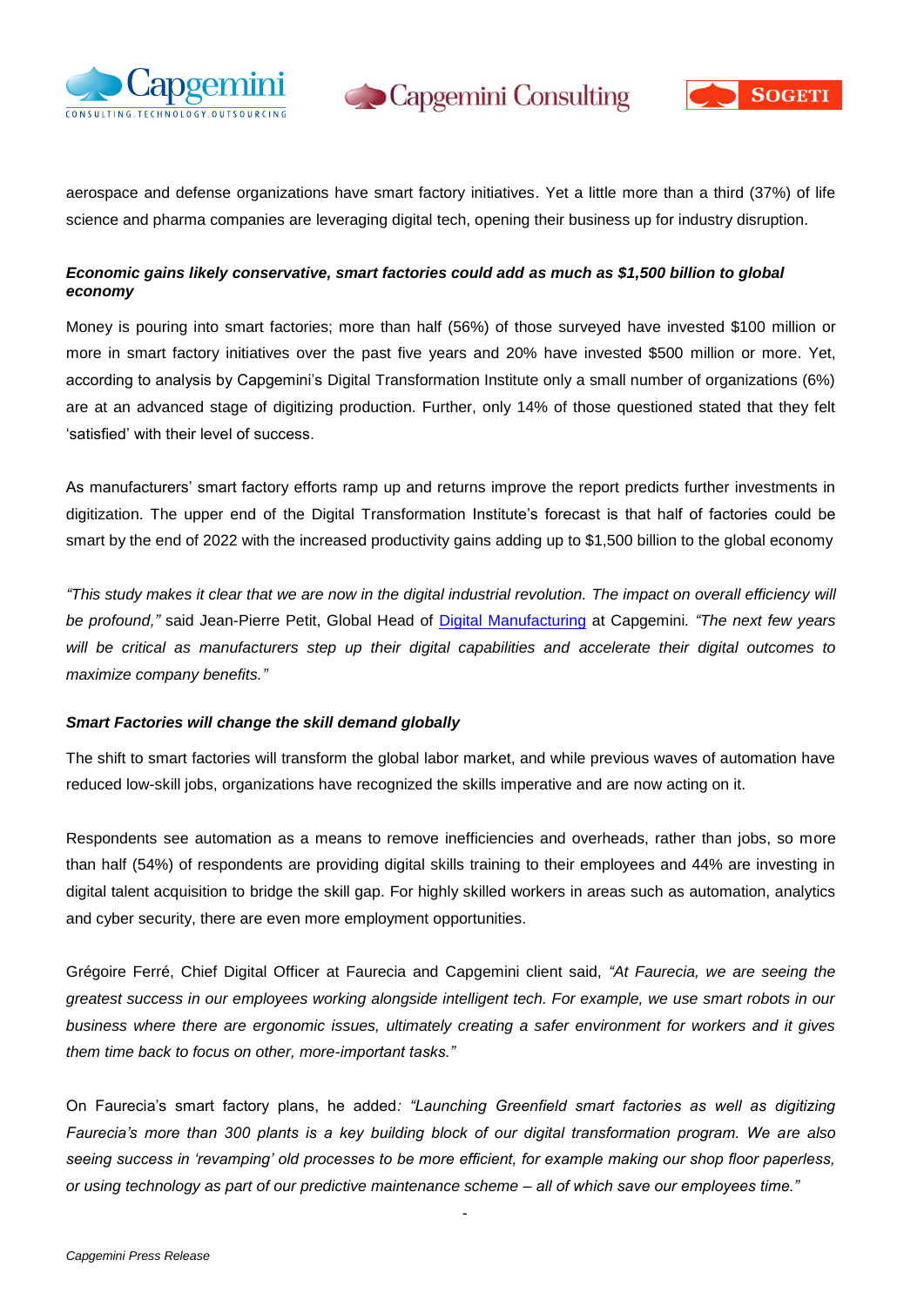aerospace and defense organizations have smart factory initiatives. Yet a little more than a third (37%) of life science and pharma companies are leveraging digital tech, opening their business up for industry disruption.

***Economic gains likely conservative, smart factories could add as much as $1,500 billion to global economy***

Money is pouring into smart factories; more than half (56%) of those surveyed have invested $100 million or more in smart factory initiatives over the past five years and 20% have invested $500 million or more. Yet, according to analysis by Capgemini's Digital Transformation Institute only a small number of organizations (6%) are at an advanced stage of digitizing production. Further, only 14% of those questioned stated that they felt 'satisfied' with their level of success.

As manufacturers' smart factory efforts ramp up and returns improve the report predicts further investments in digitization. The upper end of the Digital Transformation Institute's forecast is that half of factories could be smart by the end of 2022 with the increased productivity gains adding up to $1,500 billion to the global economy

*"This study makes it clear that we are now in the digital industrial revolution. The impact on overall efficiency will be profound,"* said Jean-Pierre Petit, Global Head of Digital Manufacturing at Capgemini. *"The next few years will be critical as manufacturers step up their digital capabilities and accelerate their digital outcomes to maximize company benefits."*

***Smart Factories will change the skill demand globally***

The shift to smart factories will transform the global labor market, and while previous waves of automation have reduced low-skill jobs, organizations have recognized the skills imperative and are now acting on it.

Respondents see automation as a means to remove inefficiencies and overheads, rather than jobs, so more than half (54%) of respondents are providing digital skills training to their employees and 44% are investing in digital talent acquisition to bridge the skill gap. For highly skilled workers in areas such as automation, analytics and cyber security, there are even more employment opportunities.

Grégoire Ferré, Chief Digital Officer at Faurecia and Capgemini client said, *"At Faurecia, we are seeing the greatest success in our employees working alongside intelligent tech. For example, we use smart robots in our business where there are ergonomic issues, ultimately creating a safer environment for workers and it gives them time back to focus on other, more-important tasks."*

On Faurecia's smart factory plans, he added: *"Launching Greenfield smart factories as well as digitizing Faurecia's more than 300 plants is a key building block of our digital transformation program. We are also seeing success in 'revamping' old processes to be more efficient, for example making our shop floor paperless, or using technology as part of our predictive maintenance scheme – all of which save our employees time."*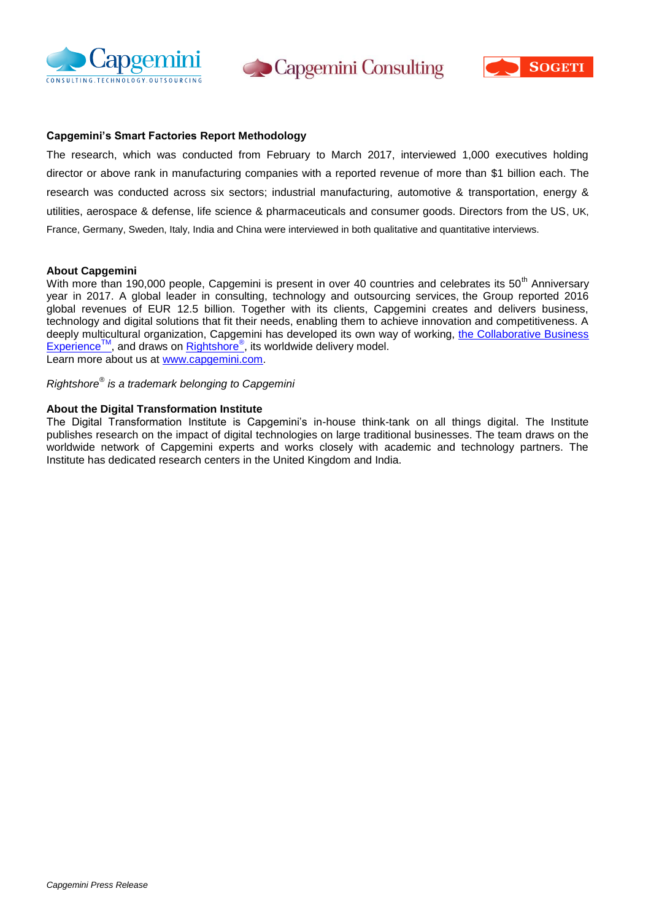**Capgemini's Smart Factories Report Methodology**

The research, which was conducted from February to March 2017, interviewed 1,000 executives holding director or above rank in manufacturing companies with a reported revenue of more than $1 billion each. The research was conducted across six sectors; industrial manufacturing, automotive & transportation, energy & utilities, aerospace & defense, life science & pharmaceuticals and consumer goods. Directors from the US, UK, France, Germany, Sweden, Italy, India and China were interviewed in both qualitative and quantitative interviews.

**About Capgemini**

With more than 190,000 people, Capgemini is present in over 40 countries and celebrates its 50th Anniversary year in 2017. A global leader in consulting, technology and outsourcing services, the Group reported 2016 global revenues of EUR 12.5 billion. Together with its clients, Capgemini creates and delivers business, technology and digital solutions that fit their needs, enabling them to achieve innovation and competitiveness. A deeply multicultural organization, Capgemini has developed its own way of working, the Collaborative Business Experience™, and draws on Rightshore®, its worldwide delivery model.
Learn more about us at www.capgemini.com.

*Rightshore® is a trademark belonging to Capgemini*

**About the Digital Transformation Institute**

The Digital Transformation Institute is Capgemini's in-house think-tank on all things digital. The Institute publishes research on the impact of digital technologies on large traditional businesses. The team draws on the worldwide network of Capgemini experts and works closely with academic and technology partners. The Institute has dedicated research centers in the United Kingdom and India.